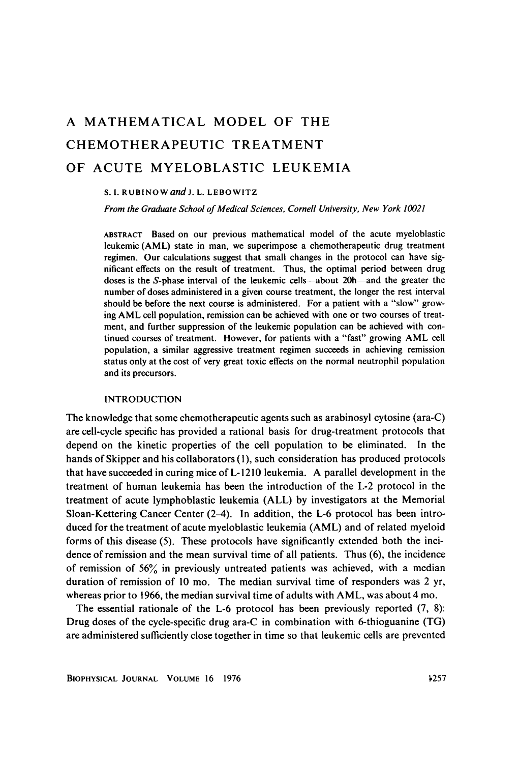# A MATHEMATICAL MODEL OF THE CHEMOTHERAPEUTIC TREATMENT OF ACUTE MYELOBLASTIC LEUKEMIA

S. I. RUBINOW *and* J. L. LEBOWITZ

*From the Graduate School of Medical Sciences, Cornell University, New York 10021*

ABSTRACT Based on our previous mathematical model of the acute myeloblastic leukemic (AML) state in man, we superimpose a chemotherapeutic drug treatment regimen. Our calculations suggest that small changes in the protocol can have significant effects on the result of treatment. Thus, the optimal period between drug doses is the *S*-phase interval of the leukemic cells—about 20h—and the greater the number of doses administered in a given course treatment, the longer the rest interval should be before the next course is administered. For a patient with a "slow" growing AML cell population, remission can be achieved with one or two courses of treatment, and further suppression of the leukemic population can be achieved with continued courses of treatment. However, for patients with a "fast" growing AML cell population, a similar aggressive treatment regimen succeeds in achieving remission status only at the cost of very great toxic effects on the normal neutrophil population and its precursors.

## INTRODUCTION

The knowledge that some chemotherapeutic agents such as arabinosyl cytosine (ara-C) are cell-cycle specific has provided a rational basis for drug-treatment protocols that depend on the kinetic properties of the cell population to be eliminated. In the hands of Skipper and his collaborators (1), such consideration has produced protocols that have succeeded in curing mice of L-1210 leukemia. A parallel development in the treatment of human leukemia has been the introduction of the L-2 protocol in the treatment of acute lymphoblastic leukemia (ALL) by investigators at the Memorial Sloan-Kettering Cancer Center (2–4). In addition, the L-6 protocol has been introduced for the treatment of acute myeloblastic leukemia (AML) and of related myeloid forms of this disease (5). These protocols have significantly extended both the incidence of remission and the mean survival time of all patients. Thus (6), the incidence of remission of 56% in previously untreated patients was achieved, with a median duration of remission of 10 mo. The median survival time of responders was 2 yr, whereas prior to 1966, the median survival time of adults with AML, was about 4 mo.

The essential rationale of the L-6 protocol has been previously reported (7, 8): Drug doses of the cycle-specific drug ara-C in combination with 6-thioguanine (TG) are administered sufficiently close together in time so that leukemic cells are prevented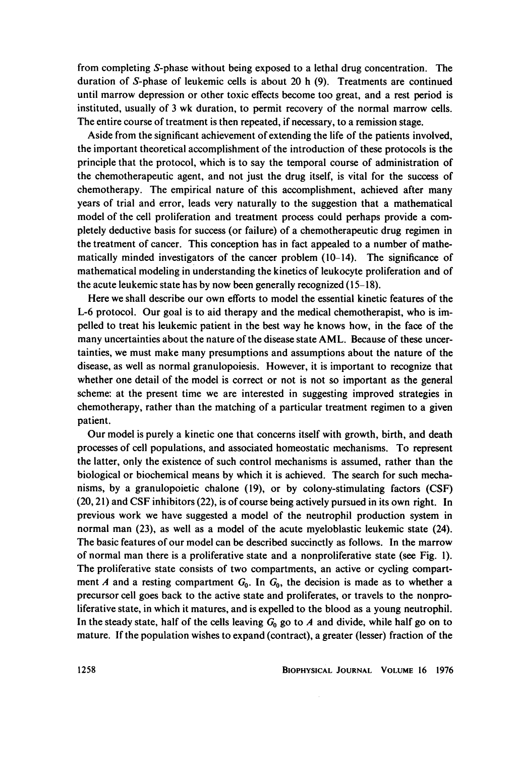from completing $S$-phase without being exposed to a lethal drug concentration. The duration of $S$-phase of leukemic cells is about 20 h (9). Treatments are continued until marrow depression or other toxic effects become too great, and a rest period is instituted, usually of 3 wk duration, to permit recovery of the normal marrow cells. The entire course of treatment is then repeated, if necessary, to a remission stage.

Aside from the significant achievement of extending the life of the patients involved, the important theoretical accomplishment of the introduction of these protocols is the principle that the protocol, which is to say the temporal course of administration of the chemotherapeutic agent, and not just the drug itself, is vital for the success of chemotherapy. The empirical nature of this accomplishment, achieved after many years of trial and error, leads very naturally to the suggestion that a mathematical model of the cell proliferation and treatment process could perhaps provide a completely deductive basis for success (or failure) of a chemotherapeutic drug regimen in the treatment of cancer. This conception has in fact appealed to a number of mathematically minded investigators of the cancer problem (10–14). The significance of mathematical modeling in understanding the kinetics of leukocyte proliferation and of the acute leukemic state has by now been generally recognized (15–18).

Here we shall describe our own efforts to model the essential kinetic features of the L-6 protocol. Our goal is to aid therapy and the medical chemotherapist, who is impelled to treat his leukemic patient in the best way he knows how, in the face of the many uncertainties about the nature of the disease state AML. Because of these uncertainties, we must make many presumptions and assumptions about the nature of the disease, as well as normal granulopoiesis. However, it is important to recognize that whether one detail of the model is correct or not is not so important as the general scheme: at the present time we are interested in suggesting improved strategies in chemotherapy, rather than the matching of a particular treatment regimen to a given patient.

Our model is purely a kinetic one that concerns itself with growth, birth, and death processes of cell populations, and associated homeostatic mechanisms. To represent the latter, only the existence of such control mechanisms is assumed, rather than the biological or biochemical means by which it is achieved. The search for such mechanisms, by a granulopoietic chalone (19), or by colony-stimulating factors (CSF) (20, 21) and CSF inhibitors (22), is of course being actively pursued in its own right. In previous work we have suggested a model of the neutrophil production system in normal man (23), as well as a model of the acute myeloblastic leukemic state (24). The basic features of our model can be described succinctly as follows. In the marrow of normal man there is a proliferative state and a nonproliferative state (see Fig. 1). The proliferative state consists of two compartments, an active or cycling compartment $A$ and a resting compartment $G_0$. In $G_0$, the decision is made as to whether a precursor cell goes back to the active state and proliferates, or travels to the nonproliferative state, in which it matures, and is expelled to the blood as a young neutrophil. In the steady state, half of the cells leaving $G_0$ go to $A$ and divide, while half go on to mature. If the population wishes to expand (contract), a greater (lesser) fraction of the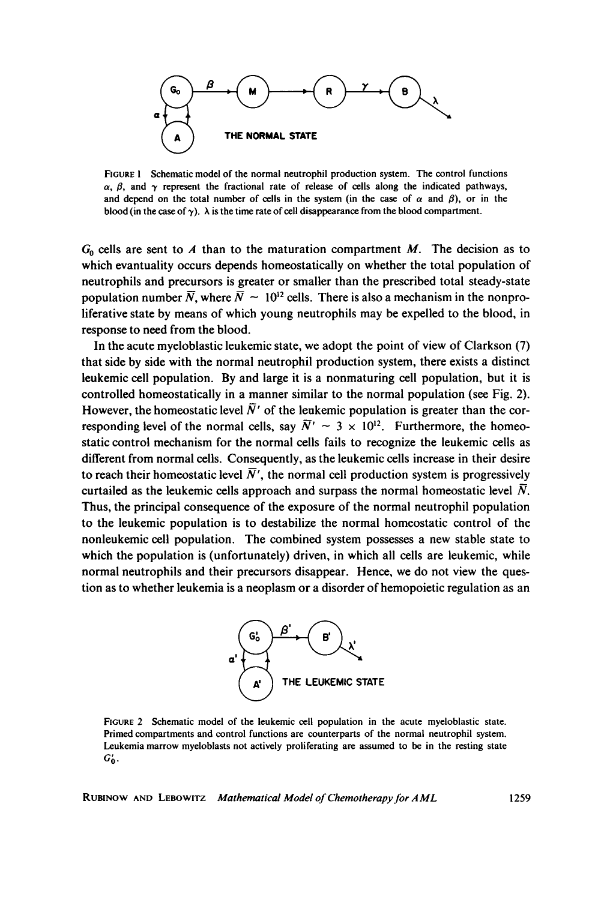FIGURE 1 Schematic model of the normal neutrophil production system. The control functions $\alpha$, $\beta$, and $\gamma$ represent the fractional rate of release of cells along the indicated pathways, and depend on the total number of cells in the system (in the case of $\alpha$ and $\beta$), or in the blood (in the case of $\gamma$). $\lambda$ is the time rate of cell disappearance from the blood compartment.

$G_0$ cells are sent to $A$ than to the maturation compartment $M$. The decision as to which evantuality occurs depends homeostatically on whether the total population of neutrophils and precursors is greater or smaller than the prescribed total steady-state population number $\bar{N}$, where $\bar{N} \sim 10^{12}$ cells. There is also a mechanism in the nonproliferative state by means of which young neutrophils may be expelled to the blood, in response to need from the blood.

In the acute myeloblastic leukemic state, we adopt the point of view of Clarkson (7) that side by side with the normal neutrophil production system, there exists a distinct leukemic cell population. By and large it is a nonmaturing cell population, but it is controlled homeostatically in a manner similar to the normal population (see Fig. 2). However, the homeostatic level $\bar{N}'$ of the leukemic population is greater than the corresponding level of the normal cells, say $\bar{N}' \sim 3 \times 10^{12}$. Furthermore, the homeostatic control mechanism for the normal cells fails to recognize the leukemic cells as different from normal cells. Consequently, as the leukemic cells increase in their desire to reach their homeostatic level $\bar{N}'$, the normal cell production system is progressively curtailed as the leukemic cells approach and surpass the normal homeostatic level $\bar{N}$. Thus, the principal consequence of the exposure of the normal neutrophil population to the leukemic population is to destabilize the normal homeostatic control of the nonleukemic cell population. The combined system possesses a new stable state to which the population is (unfortunately) driven, in which all cells are leukemic, while normal neutrophils and their precursors disappear. Hence, we do not view the question as to whether leukemia is a neoplasm or a disorder of hemopoietic regulation as an

FIGURE 2 Schematic model of the leukemic cell population in the acute myeloblastic state. Primed compartments and control functions are counterparts of the normal neutrophil system. Leukemia marrow myeloblasts not actively proliferating are assumed to be in the resting state $G_0'$.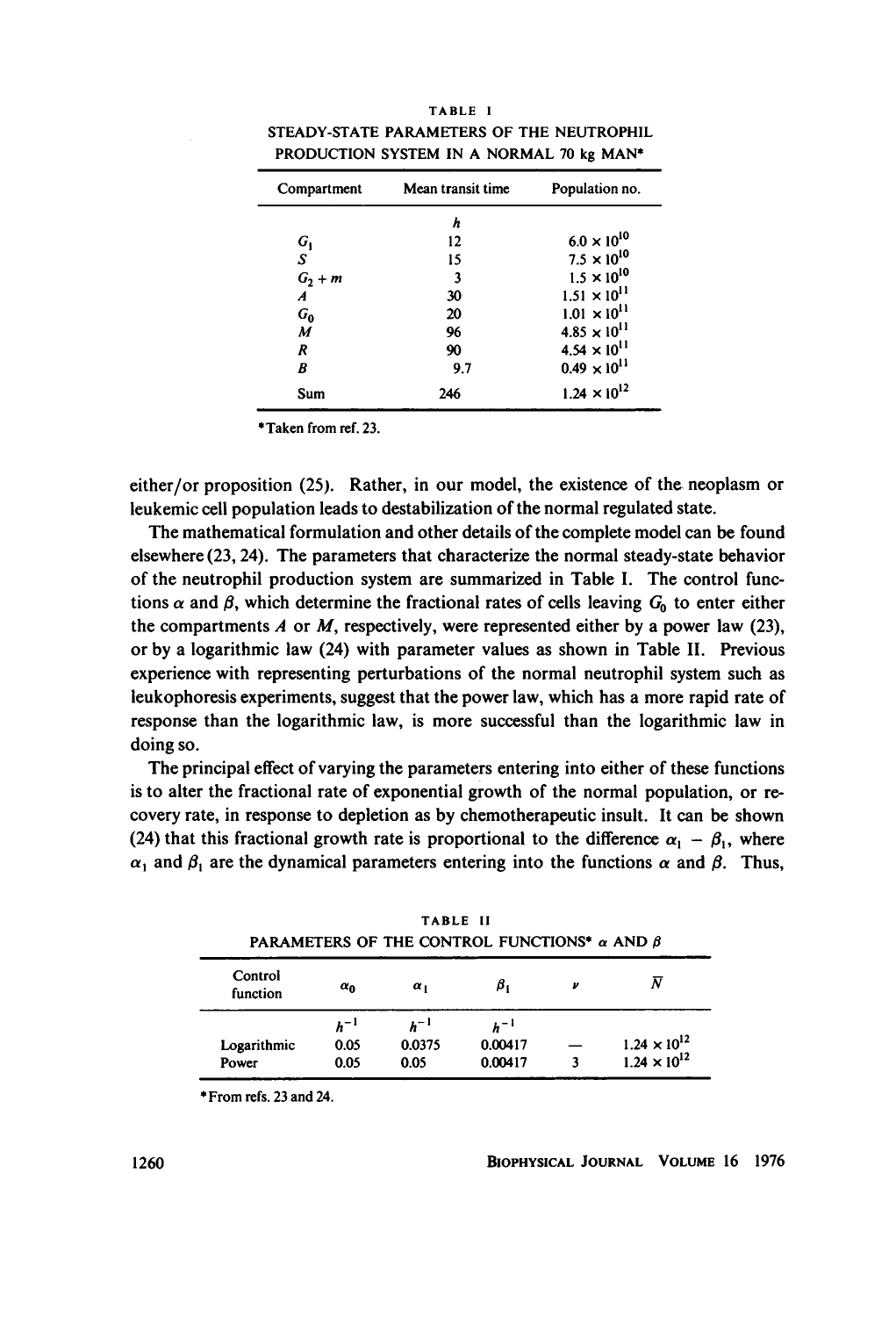TABLE I

STEADY-STATE PARAMETERS OF THE NEUTROPHIL PRODUCTION SYSTEM IN A NORMAL 70 kg MAN*

| Compartment | Mean transit time | Population no. |
|---|---|---|
| | $h$ | |
| $G_1$ | 12 | $6.0 \times 10^{10}$ |
| $S$ | 15 | $7.5 \times 10^{10}$ |
| $G_2 + m$ | 3 | $1.5 \times 10^{10}$ |
| $A$ | 30 | $1.51 \times 10^{11}$ |
| $G_0$ | 20 | $1.01 \times 10^{11}$ |
| $M$ | 96 | $4.85 \times 10^{11}$ |
| $R$ | 90 | $4.54 \times 10^{11}$ |
| $B$ | 9.7 | $0.49 \times 10^{11}$ |
| Sum | 246 | $1.24 \times 10^{12}$ |

*Taken from ref. 23.

either/or proposition (25). Rather, in our model, the existence of the neoplasm or leukemic cell population leads to destabilization of the normal regulated state.

The mathematical formulation and other details of the complete model can be found elsewhere (23, 24). The parameters that characterize the normal steady-state behavior of the neutrophil production system are summarized in Table I. The control functions $\alpha$ and $\beta$, which determine the fractional rates of cells leaving $G_0$ to enter either the compartments $A$ or $M$, respectively, were represented either by a power law (23), or by a logarithmic law (24) with parameter values as shown in Table II. Previous experience with representing perturbations of the normal neutrophil system such as leukophoresis experiments, suggest that the power law, which has a more rapid rate of response than the logarithmic law, is more successful than the logarithmic law in doing so.

The principal effect of varying the parameters entering into either of these functions is to alter the fractional rate of exponential growth of the normal population, or recovery rate, in response to depletion as by chemotherapeutic insult. It can be shown (24) that this fractional growth rate is proportional to the difference $\alpha_1 - \beta_1$, where $\alpha_1$ and $\beta_1$ are the dynamical parameters entering into the functions $\alpha$ and $\beta$. Thus,

TABLE II

PARAMETERS OF THE CONTROL FUNCTIONS* $\alpha$ AND $\beta$

| Control function | $\alpha_0$ | $\alpha_1$ | $\beta_1$ | $\nu$ | $\bar{N}$ |
|---|---|---|---|---|---|
| | $h^{-1}$ | $h^{-1}$ | $h^{-1}$ | | |
| Logarithmic | 0.05 | 0.0375 | 0.00417 | — | $1.24 \times 10^{12}$ |
| Power | 0.05 | 0.05 | 0.00417 | 3 | $1.24 \times 10^{12}$ |

*From refs. 23 and 24.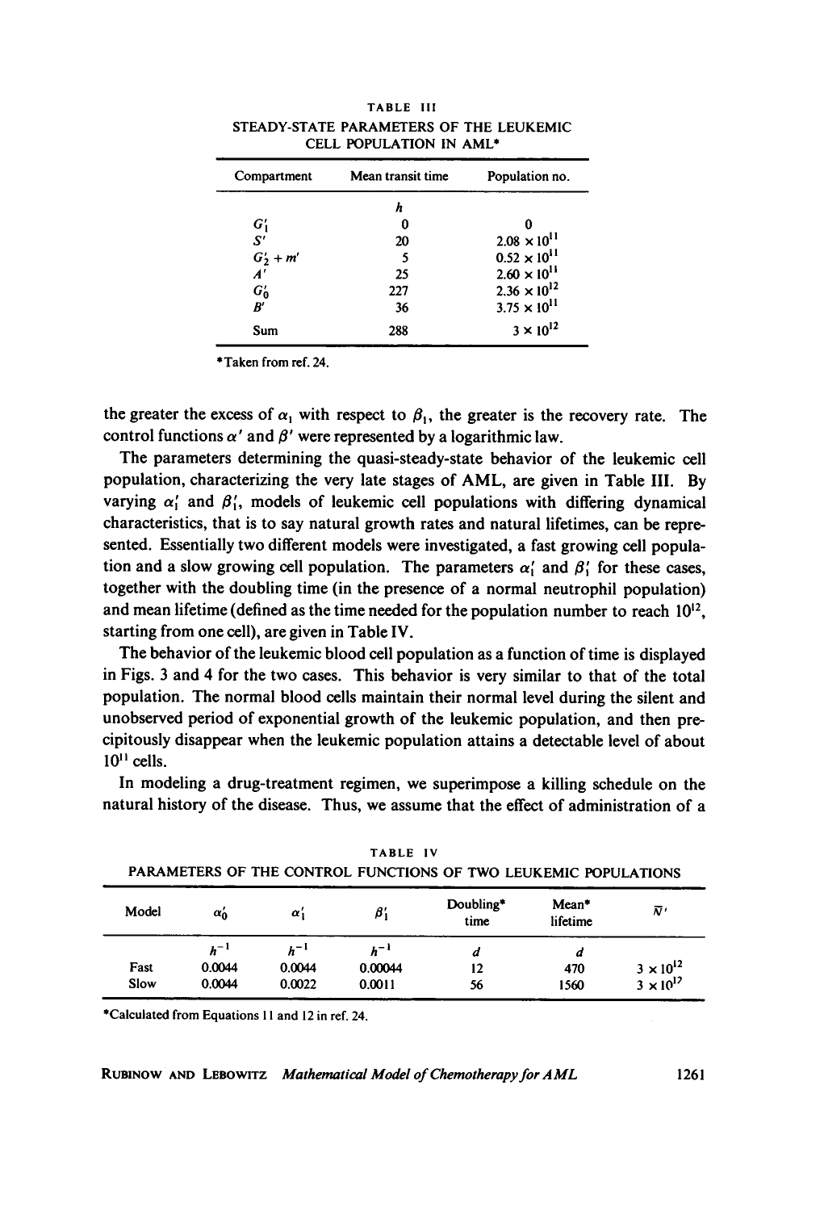TABLE III

STEADY-STATE PARAMETERS OF THE LEUKEMIC CELL POPULATION IN AML*

| Compartment | Mean transit time | Population no. |
|---|---|---|
| | $h$ | |
| $G_1'$ | 0 | 0 |
| $S'$ | 20 | $2.08 \times 10^{11}$ |
| $G_2' + m'$ | 5 | $0.52 \times 10^{11}$ |
| $A'$ | 25 | $2.60 \times 10^{11}$ |
| $G_0'$ | 227 | $2.36 \times 10^{12}$ |
| $B'$ | 36 | $3.75 \times 10^{11}$ |
| Sum | 288 | $3 \times 10^{12}$ |

*Taken from ref. 24.

the greater the excess of $\alpha_1$ with respect to $\beta_1$, the greater is the recovery rate. The control functions $\alpha'$ and $\beta'$ were represented by a logarithmic law.

The parameters determining the quasi-steady-state behavior of the leukemic cell population, characterizing the very late stages of AML, are given in Table III. By varying $\alpha_1'$ and $\beta_1'$, models of leukemic cell populations with differing dynamical characteristics, that is to say natural growth rates and natural lifetimes, can be represented. Essentially two different models were investigated, a fast growing cell population and a slow growing cell population. The parameters $\alpha_1'$ and $\beta_1'$ for these cases, together with the doubling time (in the presence of a normal neutrophil population) and mean lifetime (defined as the time needed for the population number to reach $10^{12}$, starting from one cell), are given in Table IV.

The behavior of the leukemic blood cell population as a function of time is displayed in Figs. 3 and 4 for the two cases. This behavior is very similar to that of the total population. The normal blood cells maintain their normal level during the silent and unobserved period of exponential growth of the leukemic population, and then precipitously disappear when the leukemic population attains a detectable level of about $10^{11}$ cells.

In modeling a drug-treatment regimen, we superimpose a killing schedule on the natural history of the disease. Thus, we assume that the effect of administration of a

TABLE IV

PARAMETERS OF THE CONTROL FUNCTIONS OF TWO LEUKEMIC POPULATIONS

| Model | $\alpha_0'$ | $\alpha_1'$ | $\beta_1'$ | Doubling* time | Mean* lifetime | $\bar{N}'$ |
|---|---|---|---|---|---|---|
| | $h^{-1}$ | $h^{-1}$ | $h^{-1}$ | $d$ | $d$ | |
| Fast | 0.0044 | 0.0044 | 0.00044 | 12 | 470 | $3 \times 10^{12}$ |
| Slow | 0.0044 | 0.0022 | 0.0011 | 56 | 1560 | $3 \times 10^{12}$ |

*Calculated from Equations 11 and 12 in ref. 24.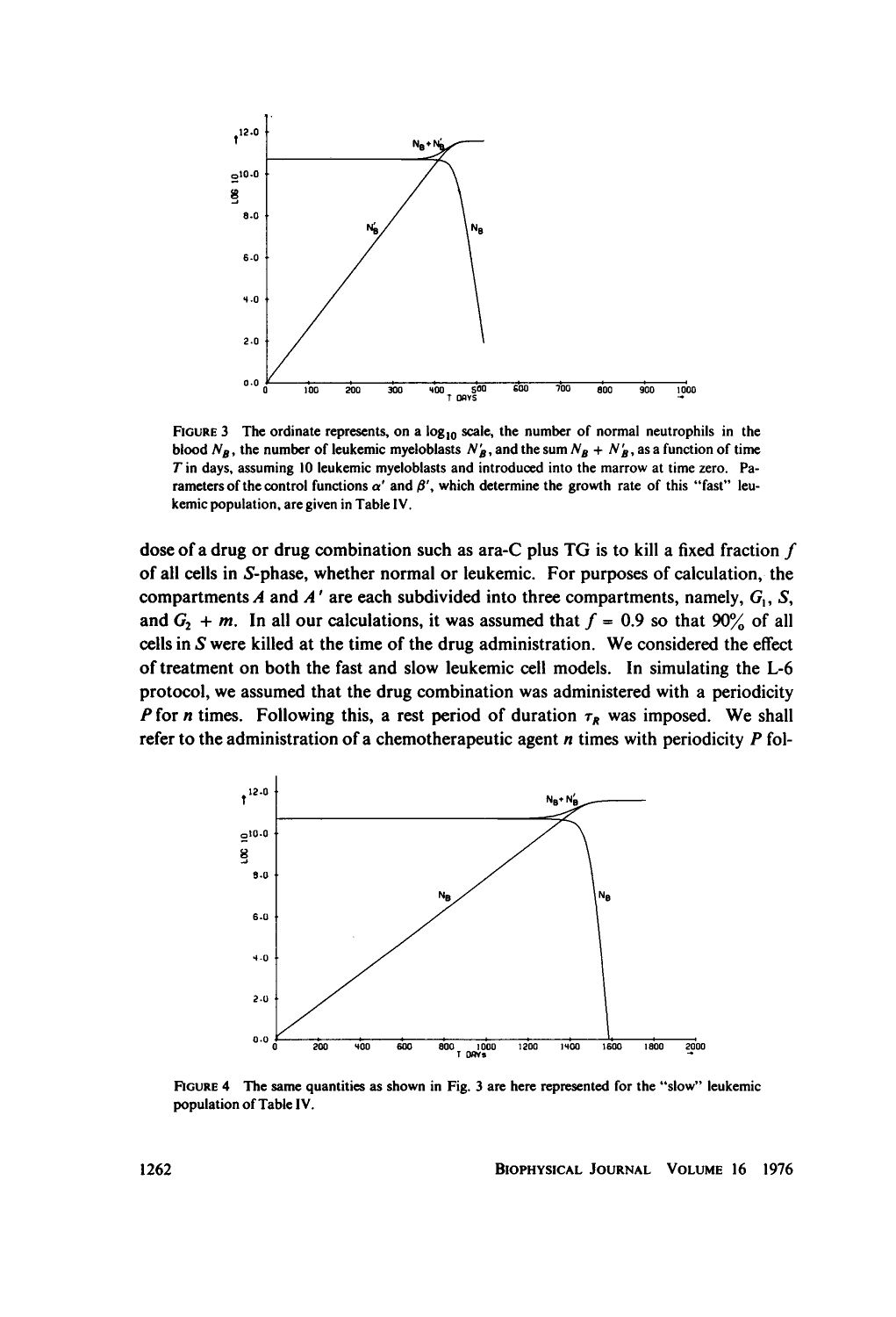FIGURE 3 The ordinate represents, on a $\log_{10}$ scale, the number of normal neutrophils in the blood $N_B$, the number of leukemic myeloblasts $N'_B$, and the sum $N_B + N'_B$, as a function of time $T$ in days, assuming 10 leukemic myeloblasts and introduced into the marrow at time zero. Parameters of the control functions $\alpha'$ and $\beta'$, which determine the growth rate of this "fast" leukemic population, are given in Table IV.

dose of a drug or drug combination such as ara-C plus TG is to kill a fixed fraction $f$ of all cells in $S$-phase, whether normal or leukemic. For purposes of calculation, the compartments $A$ and $A'$ are each subdivided into three compartments, namely, $G_1$, $S$, and $G_2 + m$. In all our calculations, it was assumed that $f = 0.9$ so that 90% of all cells in $S$ were killed at the time of the drug administration. We considered the effect of treatment on both the fast and slow leukemic cell models. In simulating the L-6 protocol, we assumed that the drug combination was administered with a periodicity $P$ for $n$ times. Following this, a rest period of duration $\tau_R$ was imposed. We shall refer to the administration of a chemotherapeutic agent $n$ times with periodicity $P$ fol-

FIGURE 4 The same quantities as shown in Fig. 3 are here represented for the "slow" leukemic population of Table IV.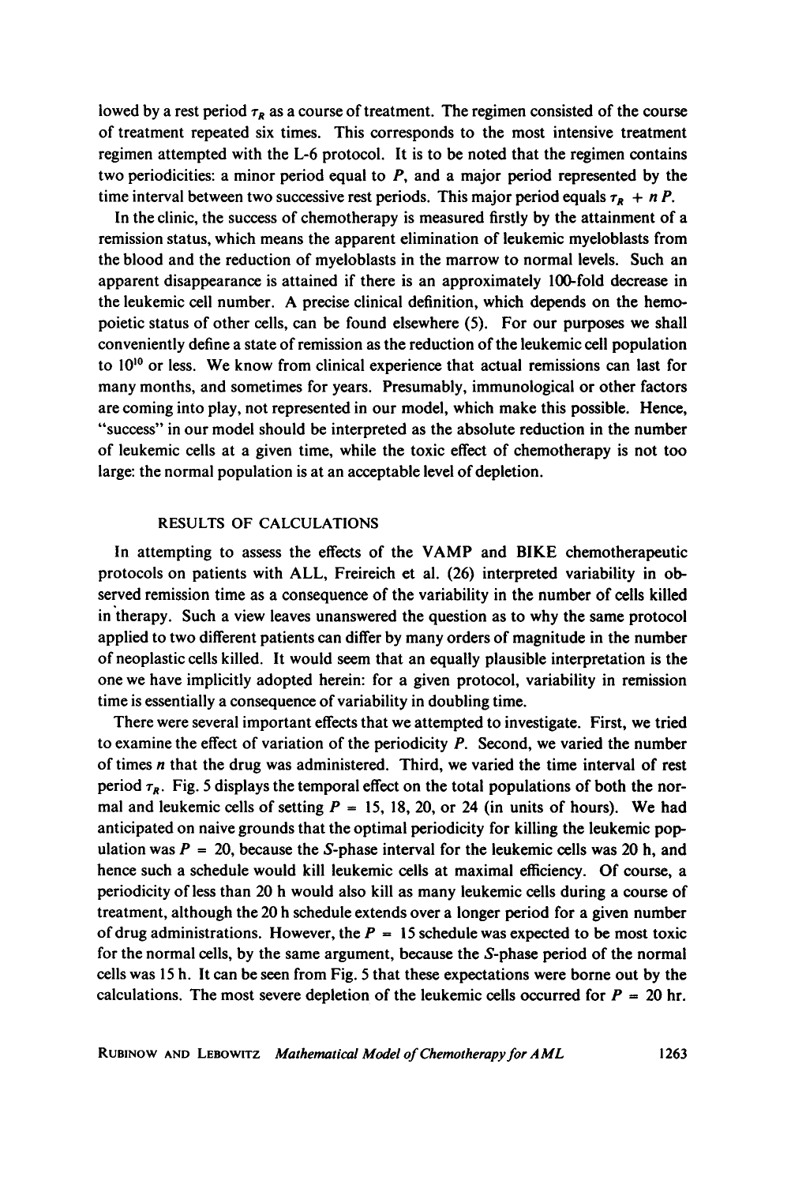lowed by a rest period $\tau_R$ as a course of treatment. The regimen consisted of the course of treatment repeated six times. This corresponds to the most intensive treatment regimen attempted with the L-6 protocol. It is to be noted that the regimen contains two periodicities: a minor period equal to $P$, and a major period represented by the time interval between two successive rest periods. This major period equals $\tau_R + n P$.

In the clinic, the success of chemotherapy is measured firstly by the attainment of a remission status, which means the apparent elimination of leukemic myeloblasts from the blood and the reduction of myeloblasts in the marrow to normal levels. Such an apparent disappearance is attained if there is an approximately 100-fold decrease in the leukemic cell number. A precise clinical definition, which depends on the hemopoietic status of other cells, can be found elsewhere (5). For our purposes we shall conveniently define a state of remission as the reduction of the leukemic cell population to $10^{10}$ or less. We know from clinical experience that actual remissions can last for many months, and sometimes for years. Presumably, immunological or other factors are coming into play, not represented in our model, which make this possible. Hence, "success" in our model should be interpreted as the absolute reduction in the number of leukemic cells at a given time, while the toxic effect of chemotherapy is not too large: the normal population is at an acceptable level of depletion.

## RESULTS OF CALCULATIONS

In attempting to assess the effects of the VAMP and BIKE chemotherapeutic protocols on patients with ALL, Freireich et al. (26) interpreted variability in observed remission time as a consequence of the variability in the number of cells killed in therapy. Such a view leaves unanswered the question as to why the same protocol applied to two different patients can differ by many orders of magnitude in the number of neoplastic cells killed. It would seem that an equally plausible interpretation is the one we have implicitly adopted herein: for a given protocol, variability in remission time is essentially a consequence of variability in doubling time.

There were several important effects that we attempted to investigate. First, we tried to examine the effect of variation of the periodicity $P$. Second, we varied the number of times $n$ that the drug was administered. Third, we varied the time interval of rest period $\tau_R$. Fig. 5 displays the temporal effect on the total populations of both the normal and leukemic cells of setting $P = 15$, 18, 20, or 24 (in units of hours). We had anticipated on naive grounds that the optimal periodicity for killing the leukemic population was $P = 20$, because the $S$-phase interval for the leukemic cells was 20 h, and hence such a schedule would kill leukemic cells at maximal efficiency. Of course, a periodicity of less than 20 h would also kill as many leukemic cells during a course of treatment, although the 20 h schedule extends over a longer period for a given number of drug administrations. However, the $P = 15$ schedule was expected to be most toxic for the normal cells, by the same argument, because the $S$-phase period of the normal cells was 15 h. It can be seen from Fig. 5 that these expectations were borne out by the calculations. The most severe depletion of the leukemic cells occurred for $P = 20$ hr.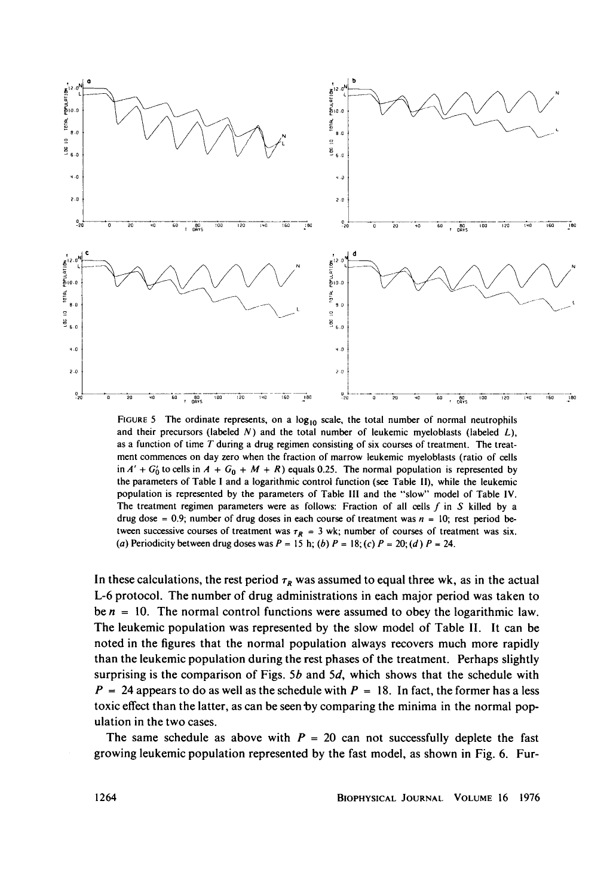FIGURE 5 The ordinate represents, on a $\log_{10}$ scale, the total number of normal neutrophils and their precursors (labeled $N$) and the total number of leukemic myeloblasts (labeled $L$), as a function of time $T$ during a drug regimen consisting of six courses of treatment. The treatment commences on day zero when the fraction of marrow leukemic myeloblasts (ratio of cells in $A' + G_0'$ to cells in $A + G_0 + M + R$) equals 0.25. The normal population is represented by the parameters of Table I and a logarithmic control function (see Table II), while the leukemic population is represented by the parameters of Table III and the "slow" model of Table IV. The treatment regimen parameters were as follows: Fraction of all cells $f$ in $S$ killed by a drug dose = 0.9; number of drug doses in each course of treatment was $n = 10$; rest period between successive courses of treatment was $\tau_R = 3$ wk; number of courses of treatment was six. (*a*) Periodicity between drug doses was $P = 15$ h; (*b*) $P = 18$; (*c*) $P = 20$; (*d*) $P = 24$.

In these calculations, the rest period $\tau_R$ was assumed to equal three wk, as in the actual L-6 protocol. The number of drug administrations in each major period was taken to be $n = 10$. The normal control functions were assumed to obey the logarithmic law. The leukemic population was represented by the slow model of Table II. It can be noted in the figures that the normal population always recovers much more rapidly than the leukemic population during the rest phases of the treatment. Perhaps slightly surprising is the comparison of Figs. 5*b* and 5*d*, which shows that the schedule with $P = 24$ appears to do as well as the schedule with $P = 18$. In fact, the former has a less toxic effect than the latter, as can be seen by comparing the minima in the normal population in the two cases.

The same schedule as above with $P = 20$ can not successfully deplete the fast growing leukemic population represented by the fast model, as shown in Fig. 6. Fur-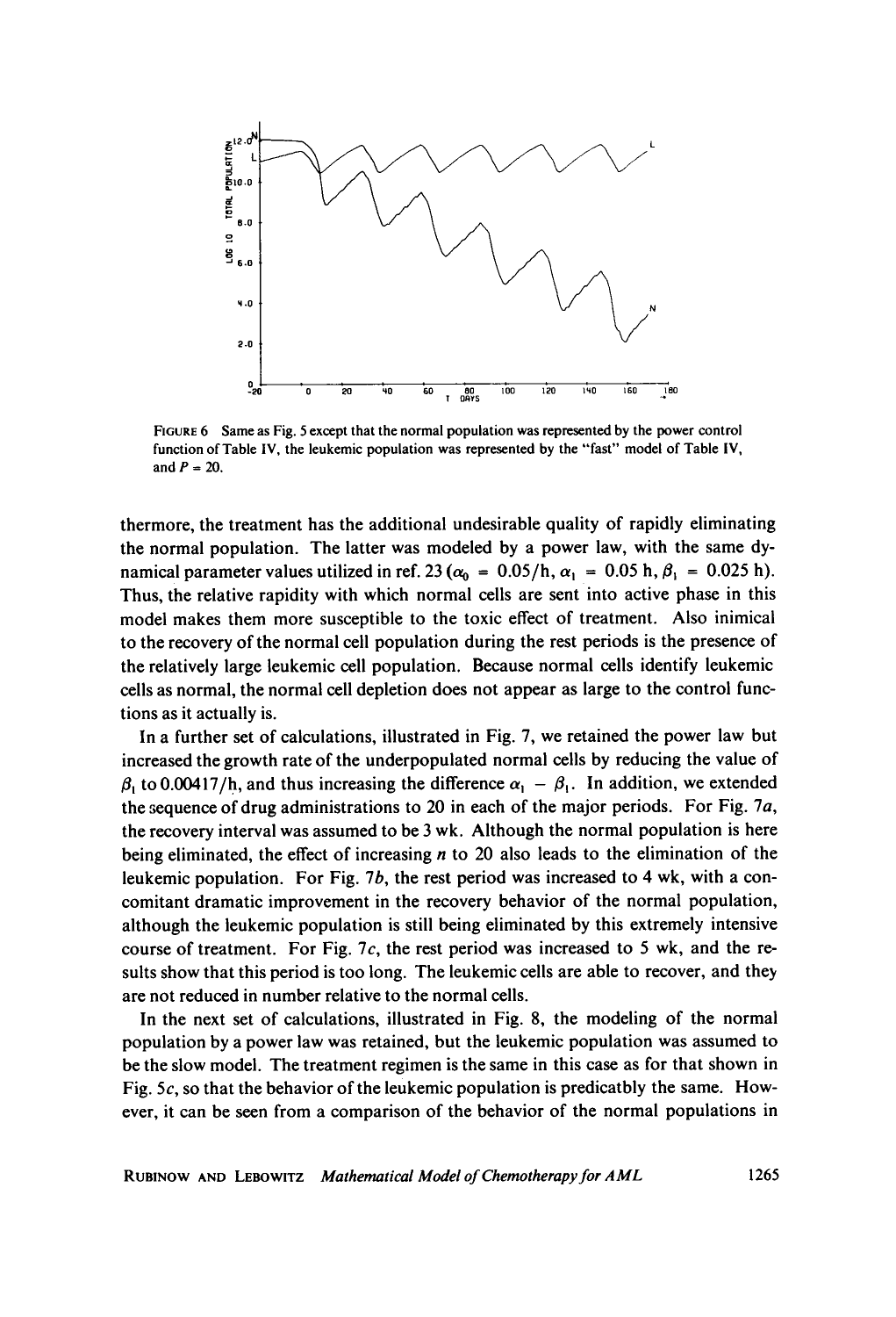FIGURE 6 Same as Fig. 5 except that the normal population was represented by the power control function of Table IV, the leukemic population was represented by the "fast" model of Table IV, and $P = 20$.

thermore, the treatment has the additional undesirable quality of rapidly eliminating the normal population. The latter was modeled by a power law, with the same dynamical parameter values utilized in ref. 23 ($\alpha_0 = 0.05$/h, $\alpha_1 = 0.05$ h, $\beta_1 = 0.025$ h). Thus, the relative rapidity with which normal cells are sent into active phase in this model makes them more susceptible to the toxic effect of treatment. Also inimical to the recovery of the normal cell population during the rest periods is the presence of the relatively large leukemic cell population. Because normal cells identify leukemic cells as normal, the normal cell depletion does not appear as large to the control functions as it actually is.

In a further set of calculations, illustrated in Fig. 7, we retained the power law but increased the growth rate of the underpopulated normal cells by reducing the value of $\beta_1$ to 0.00417/h, and thus increasing the difference $\alpha_1 - \beta_1$. In addition, we extended the sequence of drug administrations to 20 in each of the major periods. For Fig. 7*a*, the recovery interval was assumed to be 3 wk. Although the normal population is here being eliminated, the effect of increasing $n$ to 20 also leads to the elimination of the leukemic population. For Fig. 7*b*, the rest period was increased to 4 wk, with a concomitant dramatic improvement in the recovery behavior of the normal population, although the leukemic population is still being eliminated by this extremely intensive course of treatment. For Fig. 7*c*, the rest period was increased to 5 wk, and the results show that this period is too long. The leukemic cells are able to recover, and they are not reduced in number relative to the normal cells.

In the next set of calculations, illustrated in Fig. 8, the modeling of the normal population by a power law was retained, but the leukemic population was assumed to be the slow model. The treatment regimen is the same in this case as for that shown in Fig. 5*c*, so that the behavior of the leukemic population is predicatbly the same. However, it can be seen from a comparison of the behavior of the normal populations in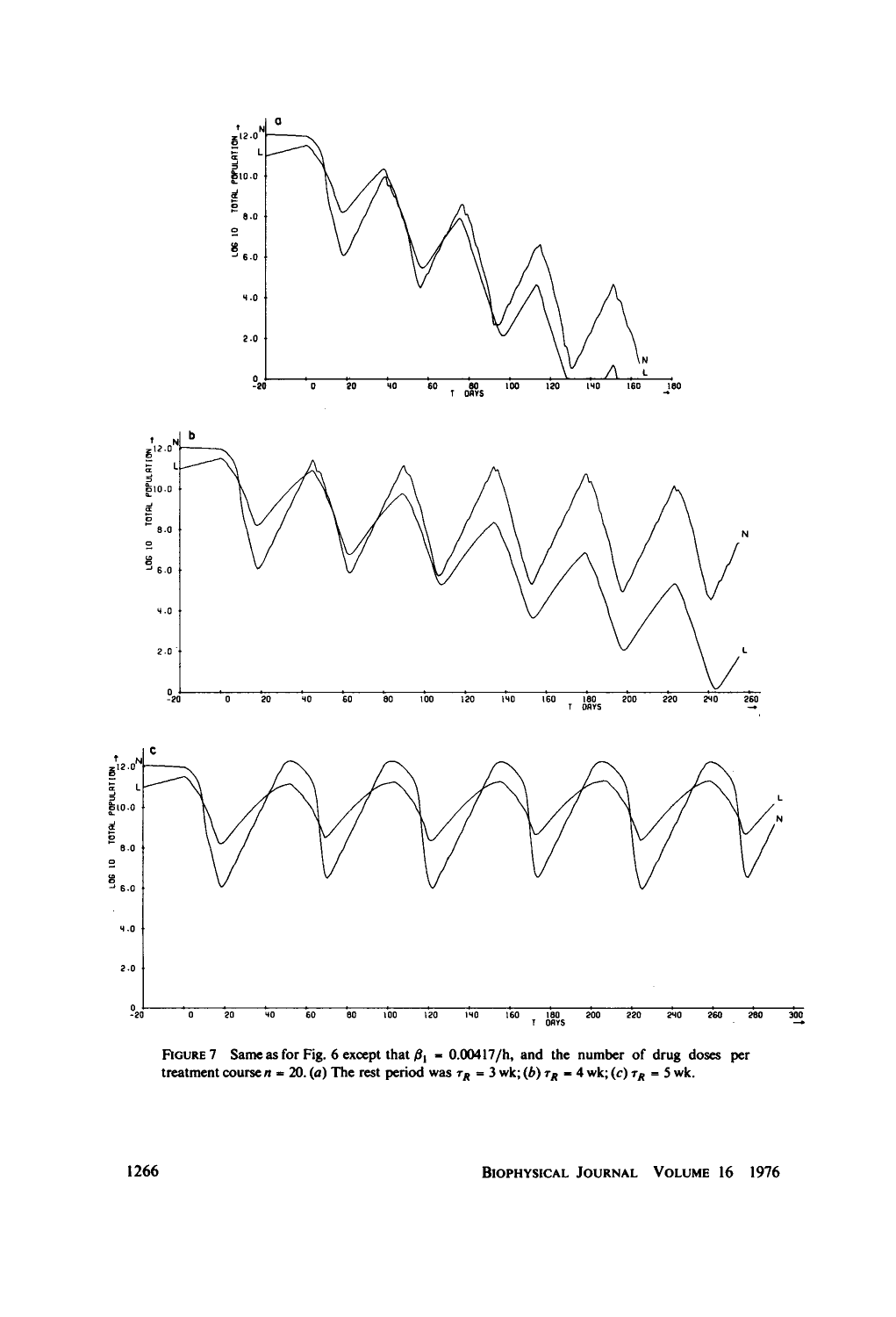FIGURE 7 Same as for Fig. 6 except that $\beta_1 = 0.00417$/h, and the number of drug doses per treatment course $n = 20$. (*a*) The rest period was $\tau_R = 3$ wk; (*b*) $\tau_R = 4$ wk; (*c*) $\tau_R = 5$ wk.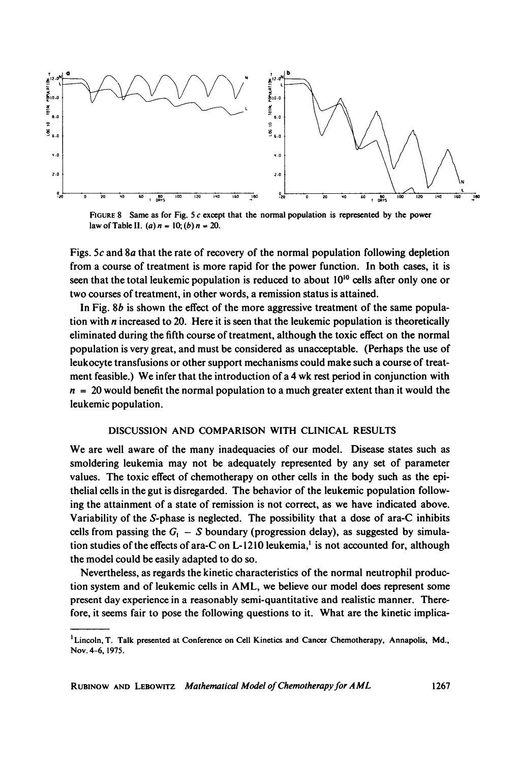FIGURE 8 Same as for Fig. 5*c* except that the normal population is represented by the power law of Table II. (*a*) $n = 10$; (*b*) $n = 20$.

Figs. 5*c* and 8*a* that the rate of recovery of the normal population following depletion from a course of treatment is more rapid for the power function. In both cases, it is seen that the total leukemic population is reduced to about $10^{10}$ cells after only one or two courses of treatment, in other words, a remission status is attained.

In Fig. 8*b* is shown the effect of the more aggressive treatment of the same population with $n$ increased to 20. Here it is seen that the leukemic population is theoretically eliminated during the fifth course of treatment, although the toxic effect on the normal population is very great, and must be considered as unacceptable. (Perhaps the use of leukocyte transfusions or other support mechanisms could make such a course of treatment feasible.) We infer that the introduction of a 4 wk rest period in conjunction with $n = 20$ would benefit the normal population to a much greater extent than it would the leukemic population.

## DISCUSSION AND COMPARISON WITH CLINICAL RESULTS

We are well aware of the many inadequacies of our model. Disease states such as smoldering leukemia may not be adequately represented by any set of parameter values. The toxic effect of chemotherapy on other cells in the body such as the epithelial cells in the gut is disregarded. The behavior of the leukemic population following the attainment of a state of remission is not correct, as we have indicated above. Variability of the $S$-phase is neglected. The possibility that a dose of ara-C inhibits cells from passing the $G_1 - S$ boundary (progression delay), as suggested by simulation studies of the effects of ara-C on L-1210 leukemia,[1] is not accounted for, although the model could be easily adapted to do so.

Nevertheless, as regards the kinetic characteristics of the normal neutrophil production system and of leukemic cells in AML, we believe our model does represent some present day experience in a reasonably semi-quantitative and realistic manner. Therefore, it seems fair to pose the following questions to it. What are the kinetic implica-

[1] Lincoln, T. Talk presented at Conference on Cell Kinetics and Cancer Chemotherapy, Annapolis, Md., Nov. 4–6, 1975.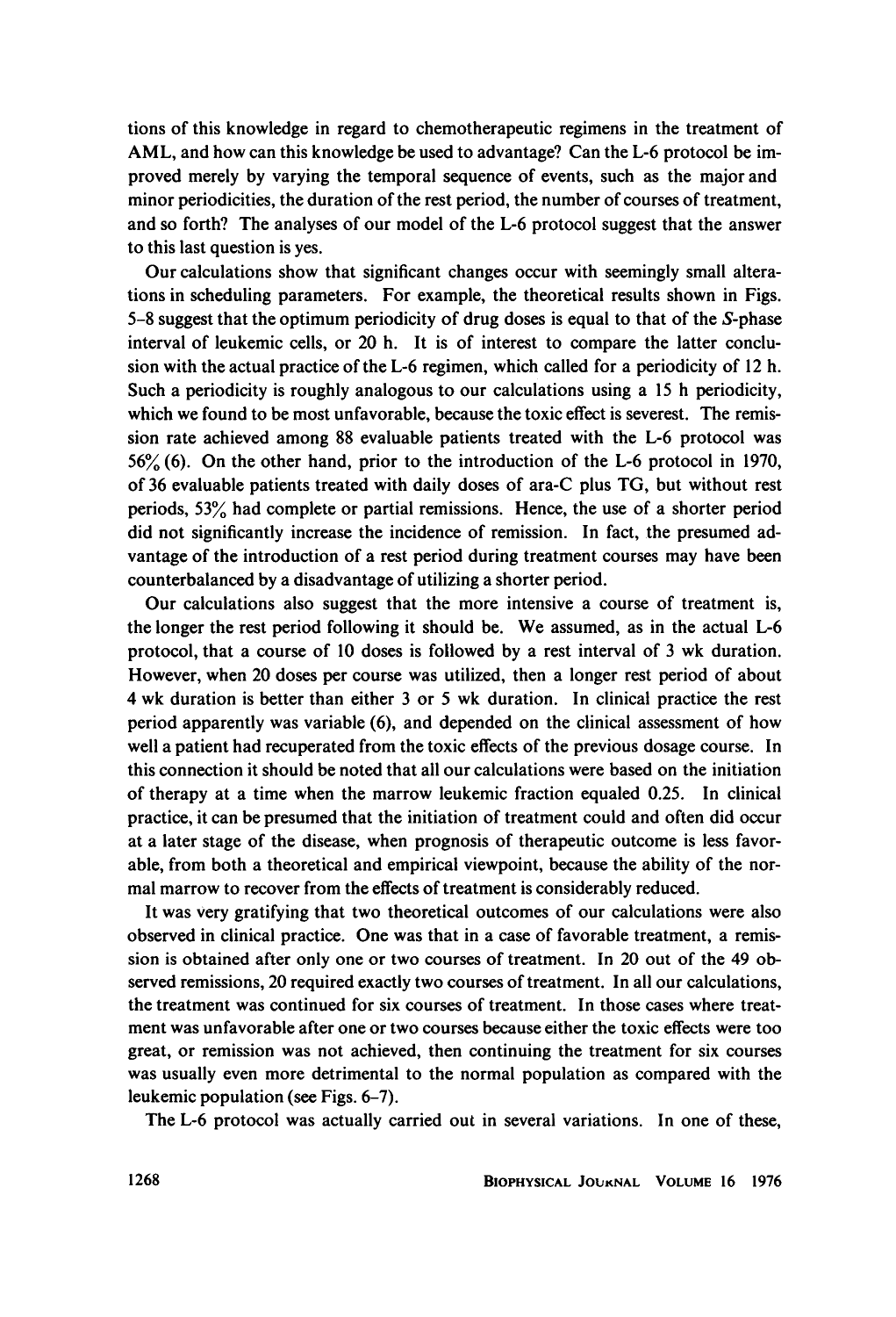tions of this knowledge in regard to chemotherapeutic regimens in the treatment of AML, and how can this knowledge be used to advantage? Can the L-6 protocol be improved merely by varying the temporal sequence of events, such as the major and minor periodicities, the duration of the rest period, the number of courses of treatment, and so forth? The analyses of our model of the L-6 protocol suggest that the answer to this last question is yes.

Our calculations show that significant changes occur with seemingly small alterations in scheduling parameters. For example, the theoretical results shown in Figs. 5–8 suggest that the optimum periodicity of drug doses is equal to that of the *S*-phase interval of leukemic cells, or 20 h. It is of interest to compare the latter conclusion with the actual practice of the L-6 regimen, which called for a periodicity of 12 h. Such a periodicity is roughly analogous to our calculations using a 15 h periodicity, which we found to be most unfavorable, because the toxic effect is severest. The remission rate achieved among 88 evaluable patients treated with the L-6 protocol was 56% (6). On the other hand, prior to the introduction of the L-6 protocol in 1970, of 36 evaluable patients treated with daily doses of ara-C plus TG, but without rest periods, 53% had complete or partial remissions. Hence, the use of a shorter period did not significantly increase the incidence of remission. In fact, the presumed advantage of the introduction of a rest period during treatment courses may have been counterbalanced by a disadvantage of utilizing a shorter period.

Our calculations also suggest that the more intensive a course of treatment is, the longer the rest period following it should be. We assumed, as in the actual L-6 protocol, that a course of 10 doses is followed by a rest interval of 3 wk duration. However, when 20 doses per course was utilized, then a longer rest period of about 4 wk duration is better than either 3 or 5 wk duration. In clinical practice the rest period apparently was variable (6), and depended on the clinical assessment of how well a patient had recuperated from the toxic effects of the previous dosage course. In this connection it should be noted that all our calculations were based on the initiation of therapy at a time when the marrow leukemic fraction equaled 0.25. In clinical practice, it can be presumed that the initiation of treatment could and often did occur at a later stage of the disease, when prognosis of therapeutic outcome is less favorable, from both a theoretical and empirical viewpoint, because the ability of the normal marrow to recover from the effects of treatment is considerably reduced.

It was very gratifying that two theoretical outcomes of our calculations were also observed in clinical practice. One was that in a case of favorable treatment, a remission is obtained after only one or two courses of treatment. In 20 out of the 49 observed remissions, 20 required exactly two courses of treatment. In all our calculations, the treatment was continued for six courses of treatment. In those cases where treatment was unfavorable after one or two courses because either the toxic effects were too great, or remission was not achieved, then continuing the treatment for six courses was usually even more detrimental to the normal population as compared with the leukemic population (see Figs. 6–7).

The L-6 protocol was actually carried out in several variations. In one of these,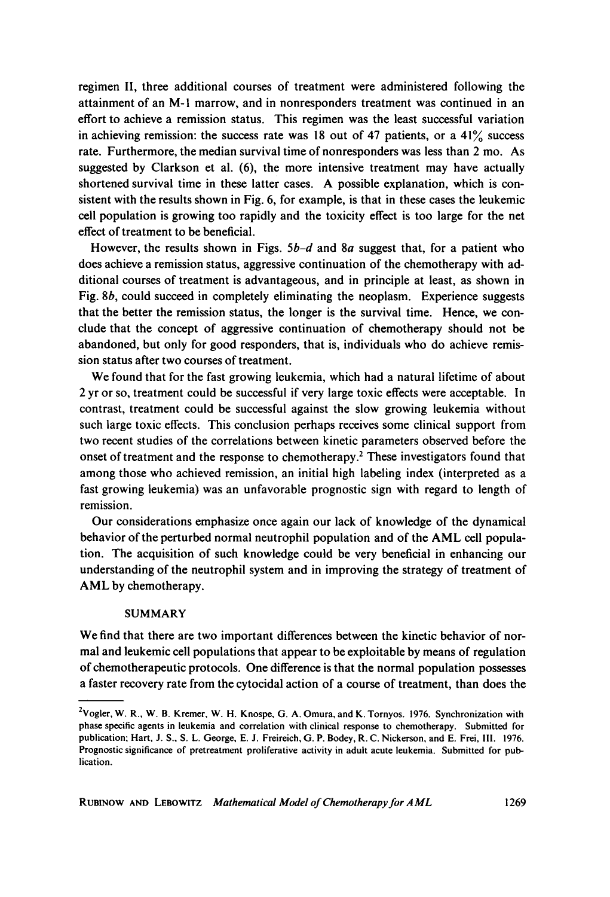regimen II, three additional courses of treatment were administered following the attainment of an M-1 marrow, and in nonresponders treatment was continued in an effort to achieve a remission status. This regimen was the least successful variation in achieving remission: the success rate was 18 out of 47 patients, or a 41% success rate. Furthermore, the median survival time of nonresponders was less than 2 mo. As suggested by Clarkson et al. (6), the more intensive treatment may have actually shortened survival time in these latter cases. A possible explanation, which is consistent with the results shown in Fig. 6, for example, is that in these cases the leukemic cell population is growing too rapidly and the toxicity effect is too large for the net effect of treatment to be beneficial.

However, the results shown in Figs. 5*b*–*d* and 8*a* suggest that, for a patient who does achieve a remission status, aggressive continuation of the chemotherapy with additional courses of treatment is advantageous, and in principle at least, as shown in Fig. 8*b*, could succeed in completely eliminating the neoplasm. Experience suggests that the better the remission status, the longer is the survival time. Hence, we conclude that the concept of aggressive continuation of chemotherapy should not be abandoned, but only for good responders, that is, individuals who do achieve remission status after two courses of treatment.

We found that for the fast growing leukemia, which had a natural lifetime of about 2 yr or so, treatment could be successful if very large toxic effects were acceptable. In contrast, treatment could be successful against the slow growing leukemia without such large toxic effects. This conclusion perhaps receives some clinical support from two recent studies of the correlations between kinetic parameters observed before the onset of treatment and the response to chemotherapy.[2] These investigators found that among those who achieved remission, an initial high labeling index (interpreted as a fast growing leukemia) was an unfavorable prognostic sign with regard to length of remission.

Our considerations emphasize once again our lack of knowledge of the dynamical behavior of the perturbed normal neutrophil population and of the AML cell population. The acquisition of such knowledge could be very beneficial in enhancing our understanding of the neutrophil system and in improving the strategy of treatment of AML by chemotherapy.

## SUMMARY

We find that there are two important differences between the kinetic behavior of normal and leukemic cell populations that appear to be exploitable by means of regulation of chemotherapeutic protocols. One difference is that the normal population possesses a faster recovery rate from the cytocidal action of a course of treatment, than does the

---

[2]Vogler, W. R., W. B. Kremer, W. H. Knospe, G. A. Omura, and K. Tornyos. 1976. Synchronization with phase specific agents in leukemia and correlation with clinical response to chemotherapy. Submitted for publication; Hart, J. S., S. L. George, E. J. Freireich, G. P. Bodey, R. C. Nickerson, and E. Frei, III. 1976. Prognostic significance of pretreatment proliferative activity in adult acute leukemia. Submitted for publication.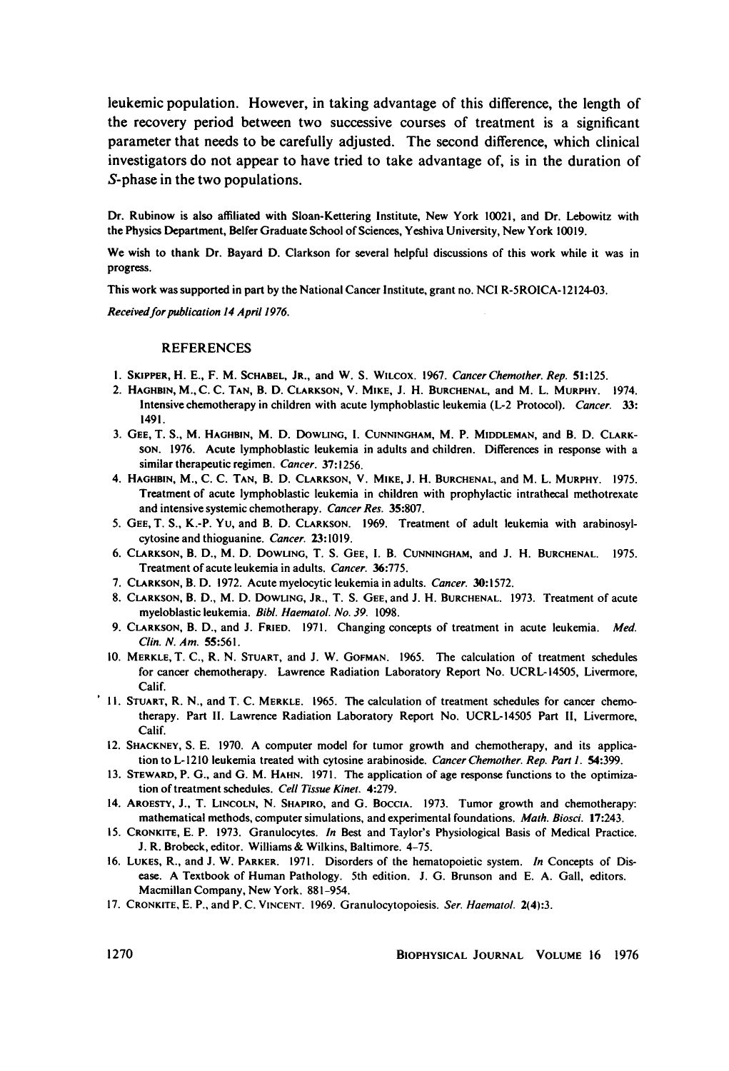leukemic population. However, in taking advantage of this difference, the length of the recovery period between two successive courses of treatment is a significant parameter that needs to be carefully adjusted. The second difference, which clinical investigators do not appear to have tried to take advantage of, is in the duration of *S*-phase in the two populations.

Dr. Rubinow is also affiliated with Sloan-Kettering Institute, New York 10021, and Dr. Lebowitz with the Physics Department, Belfer Graduate School of Sciences, Yeshiva University, New York 10019.

We wish to thank Dr. Bayard D. Clarkson for several helpful discussions of this work while it was in progress.

This work was supported in part by the National Cancer Institute, grant no. NCI R-5ROICA-12124-03.

*Received for publication 14 April 1976.*

## REFERENCES

1. Skipper, H. E., F. M. Schabel, Jr., and W. S. Wilcox. 1967. *Cancer Chemother. Rep.* **51**:125.
2. Haghbin, M., C. C. Tan, B. D. Clarkson, V. Mike, J. H. Burchenal, and M. L. Murphy. 1974. Intensive chemotherapy in children with acute lymphoblastic leukemia (L-2 Protocol). *Cancer.* **33**: 1491.
3. Gee, T. S., M. Haghbin, M. D. Dowling, I. Cunningham, M. P. Middleman, and B. D. Clarkson. 1976. Acute lymphoblastic leukemia in adults and children. Differences in response with a similar therapeutic regimen. *Cancer.* **37**:1256.
4. Haghbin, M., C. C. Tan, B. D. Clarkson, V. Mike, J. H. Burchenal, and M. L. Murphy. 1975. Treatment of acute lymphoblastic leukemia in children with prophylactic intrathecal methotrexate and intensive systemic chemotherapy. *Cancer Res.* **35**:807.
5. Gee, T. S., K.-P. Yu, and B. D. Clarkson. 1969. Treatment of adult leukemia with arabinosylcytosine and thioguanine. *Cancer.* **23**:1019.
6. Clarkson, B. D., M. D. Dowling, T. S. Gee, I. B. Cunningham, and J. H. Burchenal. 1975. Treatment of acute leukemia in adults. *Cancer.* **36**:775.
7. Clarkson, B. D. 1972. Acute myelocytic leukemia in adults. *Cancer.* **30**:1572.
8. Clarkson, B. D., M. D. Dowling, Jr., T. S. Gee, and J. H. Burchenal. 1973. Treatment of acute myeloblastic leukemia. *Bibl. Haematol. No. 39.* 1098.
9. Clarkson, B. D., and J. Fried. 1971. Changing concepts of treatment in acute leukemia. *Med. Clin. N. Am.* **55**:561.
10. Merkle, T. C., R. N. Stuart, and J. W. Gofman. 1965. The calculation of treatment schedules for cancer chemotherapy. Lawrence Radiation Laboratory Report No. UCRL-14505, Livermore, Calif.
11. Stuart, R. N., and T. C. Merkle. 1965. The calculation of treatment schedules for cancer chemotherapy. Part II. Lawrence Radiation Laboratory Report No. UCRL-14505 Part II, Livermore, Calif.
12. Shackney, S. E. 1970. A computer model for tumor growth and chemotherapy, and its application to L-1210 leukemia treated with cytosine arabinoside. *Cancer Chemother. Rep. Part 1.* **54**:399.
13. Steward, P. G., and G. M. Hahn. 1971. The application of age response functions to the optimization of treatment schedules. *Cell Tissue Kinet.* **4**:279.
14. Aroesty, J., T. Lincoln, N. Shapiro, and G. Boccia. 1973. Tumor growth and chemotherapy: mathematical methods, computer simulations, and experimental foundations. *Math. Biosci.* **17**:243.
15. Cronkite, E. P. 1973. Granulocytes. *In* Best and Taylor's Physiological Basis of Medical Practice. J. R. Brobeck, editor. Williams & Wilkins, Baltimore. 4–75.
16. Lukes, R., and J. W. Parker. 1971. Disorders of the hematopoietic system. *In* Concepts of Disease. A Textbook of Human Pathology. 5th edition. J. G. Brunson and E. A. Gall, editors. Macmillan Company, New York. 881–954.
17. Cronkite, E. P., and P. C. Vincent. 1969. Granulocytopoiesis. *Ser. Haematol.* **2(4)**:3.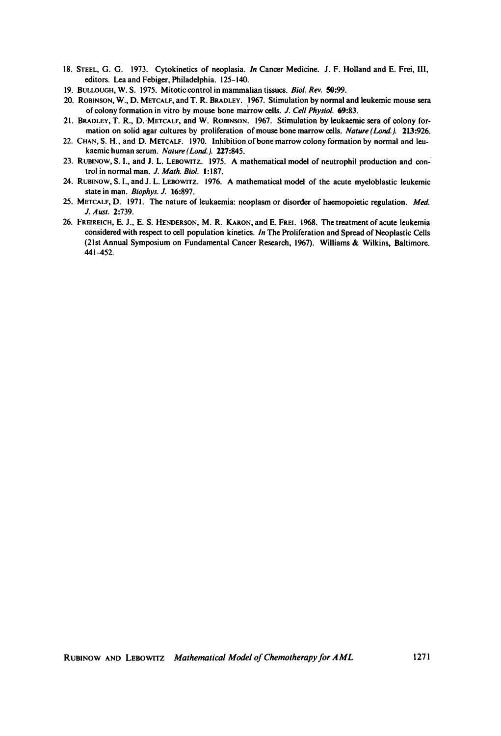18. Steel, G. G. 1973. Cytokinetics of neoplasia. *In* Cancer Medicine. J. F. Holland and E. Frei, III, editors. Lea and Febiger, Philadelphia. 125–140.
19. Bullough, W. S. 1975. Mitotic control in mammalian tissues. *Biol. Rev.* **50**:99.
20. Robinson, W., D. Metcalf, and T. R. Bradley. 1967. Stimulation by normal and leukemic mouse sera of colony formation in vitro by mouse bone marrow cells. *J. Cell Physiol.* **69**:83.
21. Bradley, T. R., D. Metcalf, and W. Robinson. 1967. Stimulation by leukaemic sera of colony formation on solid agar cultures by proliferation of mouse bone marrow cells. *Nature (Lond.).* **213**:926.
22. Chan, S. H., and D. Metcalf. 1970. Inhibition of bone marrow colony formation by normal and leukaemic human serum. *Nature (Lond.).* **227**:845.
23. Rubinow, S. I., and J. L. Lebowitz. 1975. A mathematical model of neutrophil production and control in normal man. *J. Math. Biol.* **1**:187.
24. Rubinow, S. I., and J. L. Lebowitz. 1976. A mathematical model of the acute myeloblastic leukemic state in man. *Biophys. J.* **16**:897.
25. Metcalf, D. 1971. The nature of leukaemia: neoplasm or disorder of haemopoietic regulation. *Med. J. Aust.* **2**:739.
26. Freireich, E. J., E. S. Henderson, M. R. Karon, and E. Frei. 1968. The treatment of acute leukemia considered with respect to cell population kinetics. *In* The Proliferation and Spread of Neoplastic Cells (21st Annual Symposium on Fundamental Cancer Research, 1967). Williams & Wilkins, Baltimore. 441–452.